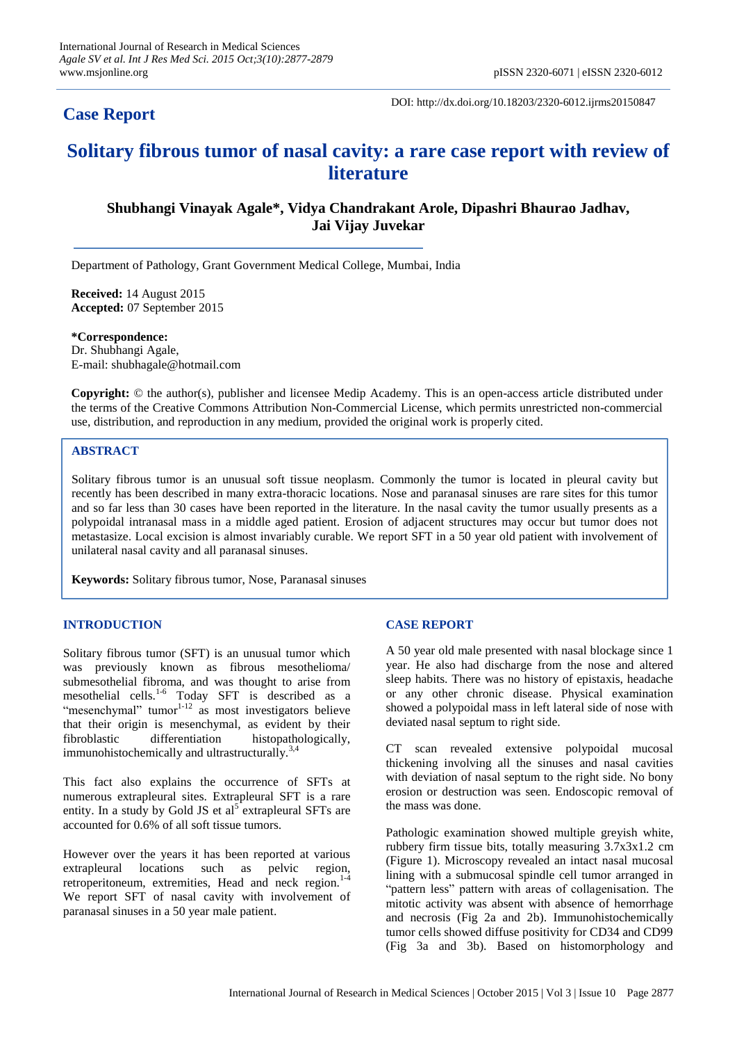## Case Report

DOI: http://dx.doi.org/10.18203/2320-6012.ijrms20150847

# Solitary fibrous tumor of nasal cavity: a rare case report with review of literature

**Shubhangi Vinayak Agale\*, Vidya Chandrakant Arole, Dipashri Bhaurao Jadhav, Jai Vijay Juvekar**

Department of Pathology, Grant Government Medical College, Mumbai, India

**Received:** 14 August 2015
**Accepted:** 07 September 2015

**\*Correspondence:**
Dr. Shubhangi Agale,
E-mail: shubhagale@hotmail.com

**Copyright:** © the author(s), publisher and licensee Medip Academy. This is an open-access article distributed under the terms of the Creative Commons Attribution Non-Commercial License, which permits unrestricted non-commercial use, distribution, and reproduction in any medium, provided the original work is properly cited.

## ABSTRACT

Solitary fibrous tumor is an unusual soft tissue neoplasm. Commonly the tumor is located in pleural cavity but recently has been described in many extra-thoracic locations. Nose and paranasal sinuses are rare sites for this tumor and so far less than 30 cases have been reported in the literature. In the nasal cavity the tumor usually presents as a polypoidal intranasal mass in a middle aged patient. Erosion of adjacent structures may occur but tumor does not metastasize. Local excision is almost invariably curable. We report SFT in a 50 year old patient with involvement of unilateral nasal cavity and all paranasal sinuses.

**Keywords:** Solitary fibrous tumor, Nose, Paranasal sinuses

## INTRODUCTION

Solitary fibrous tumor (SFT) is an unusual tumor which was previously known as fibrous mesothelioma/ submesothelial fibroma, and was thought to arise from mesothelial cells.[1-6] Today SFT is described as a "mesenchymal" tumor[1-12] as most investigators believe that their origin is mesenchymal, as evident by their fibroblastic differentiation histopathologically, immunohistochemically and ultrastructurally.[3,4]

This fact also explains the occurrence of SFTs at numerous extrapleural sites. Extrapleural SFT is a rare entity. In a study by Gold JS et al[5] extrapleural SFTs are accounted for 0.6% of all soft tissue tumors.

However over the years it has been reported at various extrapleural locations such as pelvic region, retroperitoneum, extremities, Head and neck region.[1-4] We report SFT of nasal cavity with involvement of paranasal sinuses in a 50 year male patient.

## CASE REPORT

A 50 year old male presented with nasal blockage since 1 year. He also had discharge from the nose and altered sleep habits. There was no history of epistaxis, headache or any other chronic disease. Physical examination showed a polypoidal mass in left lateral side of nose with deviated nasal septum to right side.

CT scan revealed extensive polypoidal mucosal thickening involving all the sinuses and nasal cavities with deviation of nasal septum to the right side. No bony erosion or destruction was seen. Endoscopic removal of the mass was done.

Pathologic examination showed multiple greyish white, rubbery firm tissue bits, totally measuring 3.7x3x1.2 cm (Figure 1). Microscopy revealed an intact nasal mucosal lining with a submucosal spindle cell tumor arranged in "pattern less" pattern with areas of collagenisation. The mitotic activity was absent with absence of hemorrhage and necrosis (Fig 2a and 2b). Immunohistochemically tumor cells showed diffuse positivity for CD34 and CD99 (Fig 3a and 3b). Based on histomorphology and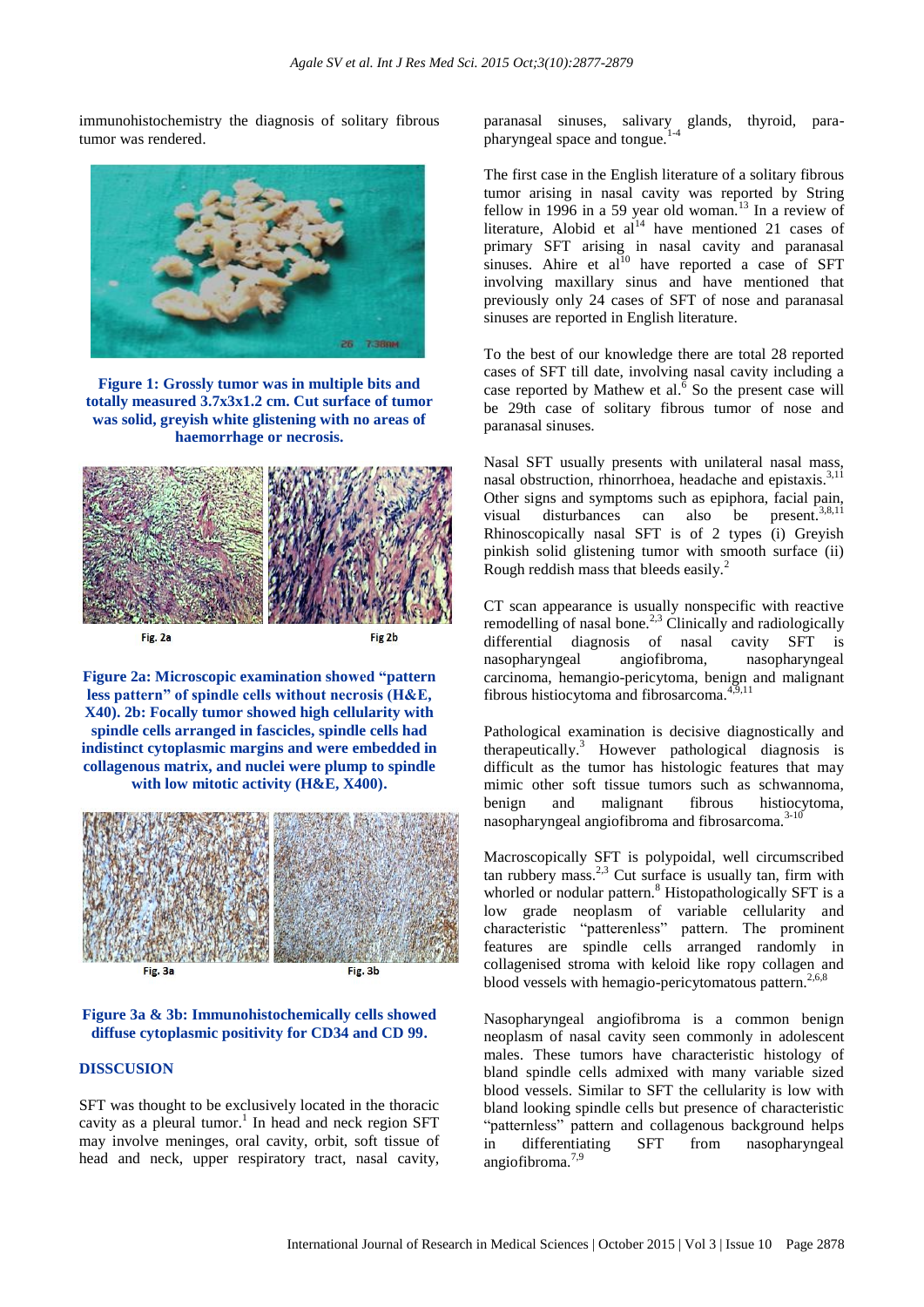immunohistochemistry the diagnosis of solitary fibrous tumor was rendered.

**Figure 1: Grossly tumor was in multiple bits and totally measured 3.7x3x1.2 cm. Cut surface of tumor was solid, greyish white glistening with no areas of haemorrhage or necrosis.**

Fig. 2a

Fig 2b

**Figure 2a: Microscopic examination showed "pattern less pattern" of spindle cells without necrosis (H&E, X40). 2b: Focally tumor showed high cellularity with spindle cells arranged in fascicles, spindle cells had indistinct cytoplasmic margins and were embedded in collagenous matrix, and nuclei were plump to spindle with low mitotic activity (H&E, X400).**

Fig. 3a

Fig. 3b

**Figure 3a & 3b: Immunohistochemically cells showed diffuse cytoplasmic positivity for CD34 and CD 99.**

## DISSCUSION

SFT was thought to be exclusively located in the thoracic cavity as a pleural tumor.[1] In head and neck region SFT may involve meninges, oral cavity, orbit, soft tissue of head and neck, upper respiratory tract, nasal cavity, paranasal sinuses, salivary glands, thyroid, para-pharyngeal space and tongue.[1-4]

The first case in the English literature of a solitary fibrous tumor arising in nasal cavity was reported by String fellow in 1996 in a 59 year old woman.[13] In a review of literature, Alobid et al[14] have mentioned 21 cases of primary SFT arising in nasal cavity and paranasal sinuses. Ahire et al[10] have reported a case of SFT involving maxillary sinus and have mentioned that previously only 24 cases of SFT of nose and paranasal sinuses are reported in English literature.

To the best of our knowledge there are total 28 reported cases of SFT till date, involving nasal cavity including a case reported by Mathew et al.[6] So the present case will be 29th case of solitary fibrous tumor of nose and paranasal sinuses.

Nasal SFT usually presents with unilateral nasal mass, nasal obstruction, rhinorrhoea, headache and epistaxis.[3,11] Other signs and symptoms such as epiphora, facial pain, visual disturbances can also be present.[3,8,11] Rhinoscopically nasal SFT is of 2 types (i) Greyish pinkish solid glistening tumor with smooth surface (ii) Rough reddish mass that bleeds easily.[2]

CT scan appearance is usually nonspecific with reactive remodelling of nasal bone.[2,3] Clinically and radiologically differential diagnosis of nasal cavity SFT is nasopharyngeal angiofibroma, nasopharyngeal carcinoma, hemangio-pericytoma, benign and malignant fibrous histiocytoma and fibrosarcoma.[4,9,11]

Pathological examination is decisive diagnostically and therapeutically.[3] However pathological diagnosis is difficult as the tumor has histologic features that may mimic other soft tissue tumors such as schwannoma, benign and malignant fibrous histiocytoma, nasopharyngeal angiofibroma and fibrosarcoma.[3-10]

Macroscopically SFT is polypoidal, well circumscribed tan rubbery mass.[2,3] Cut surface is usually tan, firm with whorled or nodular pattern.[8] Histopathologically SFT is a low grade neoplasm of variable cellularity and characteristic "patterenless" pattern. The prominent features are spindle cells arranged randomly in collagenised stroma with keloid like ropy collagen and blood vessels with hemagio-pericytomatous pattern.[2,6,8]

Nasopharyngeal angiofibroma is a common benign neoplasm of nasal cavity seen commonly in adolescent males. These tumors have characteristic histology of bland spindle cells admixed with many variable sized blood vessels. Similar to SFT the cellularity is low with bland looking spindle cells but presence of characteristic "patternless" pattern and collagenous background helps in differentiating SFT from nasopharyngeal angiofibroma.[7,9]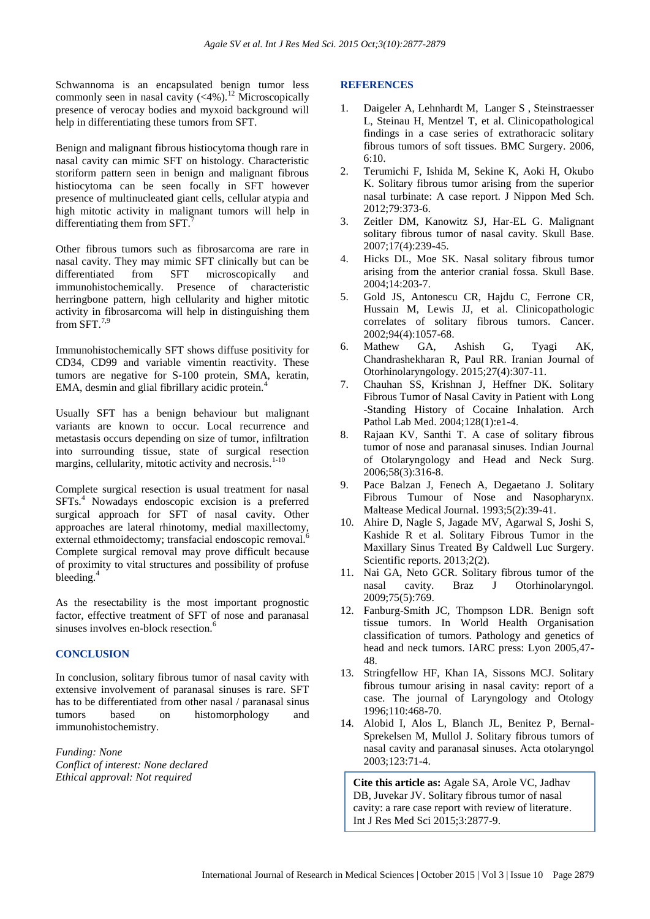Schwannoma is an encapsulated benign tumor less commonly seen in nasal cavity (<4%).[12] Microscopically presence of verocay bodies and myxoid background will help in differentiating these tumors from SFT.

Benign and malignant fibrous histiocytoma though rare in nasal cavity can mimic SFT on histology. Characteristic storiform pattern seen in benign and malignant fibrous histiocytoma can be seen focally in SFT however presence of multinucleated giant cells, cellular atypia and high mitotic activity in malignant tumors will help in differentiating them from SFT.[7]

Other fibrous tumors such as fibrosarcoma are rare in nasal cavity. They may mimic SFT clinically but can be differentiated from SFT microscopically and immunohistochemically. Presence of characteristic herringbone pattern, high cellularity and higher mitotic activity in fibrosarcoma will help in distinguishing them from SFT.[7,9]

Immunohistochemically SFT shows diffuse positivity for CD34, CD99 and variable vimentin reactivity. These tumors are negative for S-100 protein, SMA, keratin, EMA, desmin and glial fibrillary acidic protein.[4]

Usually SFT has a benign behaviour but malignant variants are known to occur. Local recurrence and metastasis occurs depending on size of tumor, infiltration into surrounding tissue, state of surgical resection margins, cellularity, mitotic activity and necrosis.[1-10]

Complete surgical resection is usual treatment for nasal SFTs.[4] Nowadays endoscopic excision is a preferred surgical approach for SFT of nasal cavity. Other approaches are lateral rhinotomy, medial maxillectomy, external ethmoidectomy; transfacial endoscopic removal.[6] Complete surgical removal may prove difficult because of proximity to vital structures and possibility of profuse bleeding.[4]

As the resectability is the most important prognostic factor, effective treatment of SFT of nose and paranasal sinuses involves en-block resection.[6]

## CONCLUSION

In conclusion, solitary fibrous tumor of nasal cavity with extensive involvement of paranasal sinuses is rare. SFT has to be differentiated from other nasal / paranasal sinus tumors based on histomorphology and immunohistochemistry.

*Funding: None*
*Conflict of interest: None declared*
*Ethical approval: Not required*

## REFERENCES

1. Daigeler A, Lehnhardt M, Langer S , Steinstraesser L, Steinau H, Mentzel T, et al. Clinicopathological findings in a case series of extrathoracic solitary fibrous tumors of soft tissues. BMC Surgery. 2006, 6:10.
2. Terumichi F, Ishida M, Sekine K, Aoki H, Okubo K. Solitary fibrous tumor arising from the superior nasal turbinate: A case report. J Nippon Med Sch. 2012;79:373-6.
3. Zeitler DM, Kanowitz SJ, Har-EL G. Malignant solitary fibrous tumor of nasal cavity. Skull Base. 2007;17(4):239-45.
4. Hicks DL, Moe SK. Nasal solitary fibrous tumor arising from the anterior cranial fossa. Skull Base. 2004;14:203-7.
5. Gold JS, Antonescu CR, Hajdu C, Ferrone CR, Hussain M, Lewis JJ, et al. Clinicopathologic correlates of solitary fibrous tumors. Cancer. 2002;94(4):1057-68.
6. Mathew GA, Ashish G, Tyagi AK, Chandrashekharan R, Paul RR. Iranian Journal of Otorhinolaryngology. 2015;27(4):307-11.
7. Chauhan SS, Krishnan J, Heffner DK. Solitary Fibrous Tumor of Nasal Cavity in Patient with Long -Standing History of Cocaine Inhalation. Arch Pathol Lab Med. 2004;128(1):e1-4.
8. Rajaan KV, Santhi T. A case of solitary fibrous tumor of nose and paranasal sinuses. Indian Journal of Otolaryngology and Head and Neck Surg. 2006;58(3):316-8.
9. Pace Balzan J, Fenech A, Degaetano J. Solitary Fibrous Tumour of Nose and Nasopharynx. Maltease Medical Journal. 1993;5(2):39-41.
10. Ahire D, Nagle S, Jagade MV, Agarwal S, Joshi S, Kashide R et al. Solitary Fibrous Tumor in the Maxillary Sinus Treated By Caldwell Luc Surgery. Scientific reports. 2013;2(2).
11. Nai GA, Neto GCR. Solitary fibrous tumor of the nasal cavity. Braz J Otorhinolaryngol. 2009;75(5):769.
12. Fanburg-Smith JC, Thompson LDR. Benign soft tissue tumors. In World Health Organisation classification of tumors. Pathology and genetics of head and neck tumors. IARC press: Lyon 2005,47-48.
13. Stringfellow HF, Khan IA, Sissons MCJ. Solitary fibrous tumour arising in nasal cavity: report of a case. The journal of Laryngology and Otology 1996;110:468-70.
14. Alobid I, Alos L, Blanch JL, Benitez P, Bernal-Sprekelsen M, Mullol J. Solitary fibrous tumors of nasal cavity and paranasal sinuses. Acta otolaryngol 2003;123:71-4.

**Cite this article as:** Agale SA, Arole VC, Jadhav DB, Juvekar JV. Solitary fibrous tumor of nasal cavity: a rare case report with review of literature. Int J Res Med Sci 2015;3:2877-9.